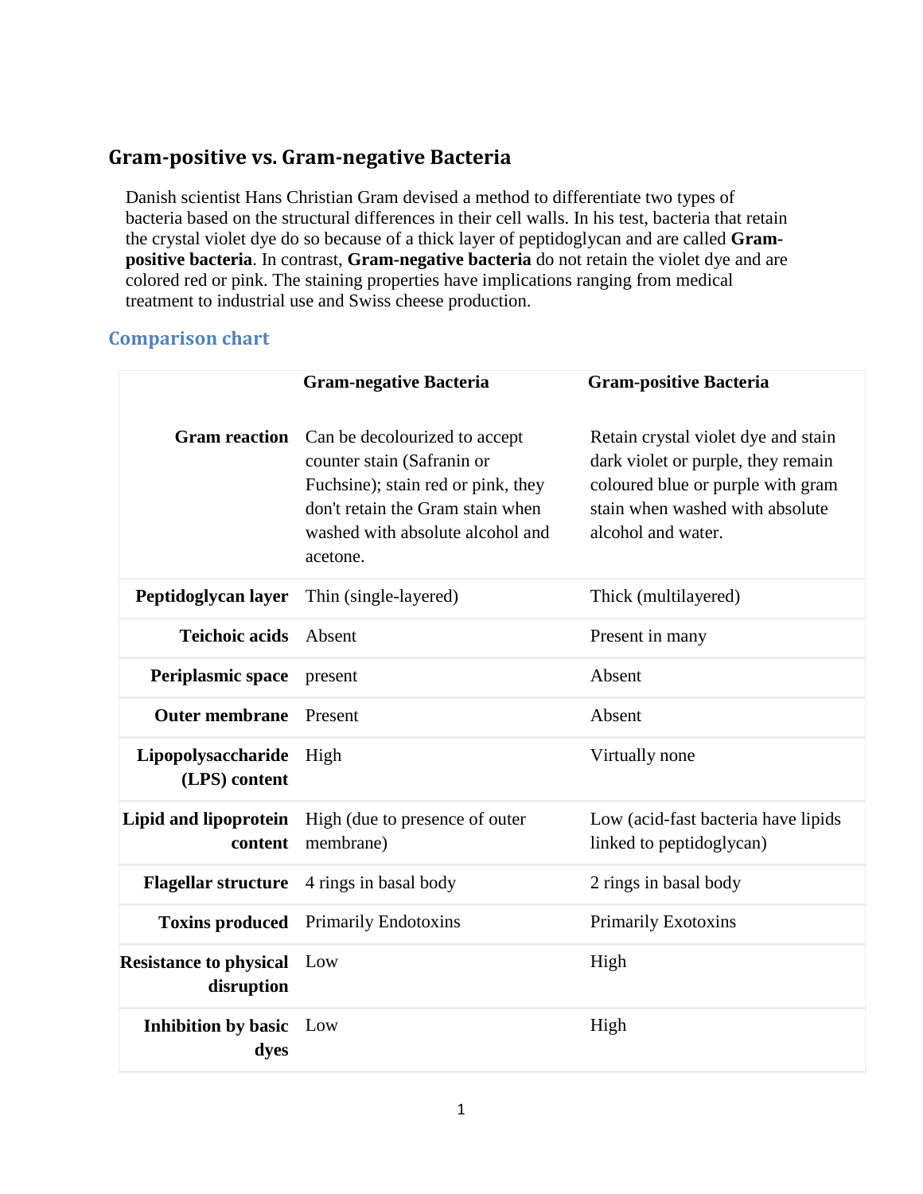## Gram-positive vs. Gram-negative Bacteria

Danish scientist Hans Christian Gram devised a method to differentiate two types of bacteria based on the structural differences in their cell walls. In his test, bacteria that retain the crystal violet dye do so because of a thick layer of peptidoglycan and are called **Gram-positive bacteria**. In contrast, **Gram-negative bacteria** do not retain the violet dye and are colored red or pink. The staining properties have implications ranging from medical treatment to industrial use and Swiss cheese production.

### Comparison chart

| | Gram-negative Bacteria | Gram-positive Bacteria |
|---|---|---|
| **Gram reaction** | Can be decolourized to accept counter stain (Safranin or Fuchsine); stain red or pink, they don't retain the Gram stain when washed with absolute alcohol and acetone. | Retain crystal violet dye and stain dark violet or purple, they remain coloured blue or purple with gram stain when washed with absolute alcohol and water. |
| **Peptidoglycan layer** | Thin (single-layered) | Thick (multilayered) |
| **Teichoic acids** | Absent | Present in many |
| **Periplasmic space** | present | Absent |
| **Outer membrane** | Present | Absent |
| **Lipopolysaccharide (LPS) content** | High | Virtually none |
| **Lipid and lipoprotein content** | High (due to presence of outer membrane) | Low (acid-fast bacteria have lipids linked to peptidoglycan) |
| **Flagellar structure** | 4 rings in basal body | 2 rings in basal body |
| **Toxins produced** | Primarily Endotoxins | Primarily Exotoxins |
| **Resistance to physical disruption** | Low | High |
| **Inhibition by basic dyes** | Low | High |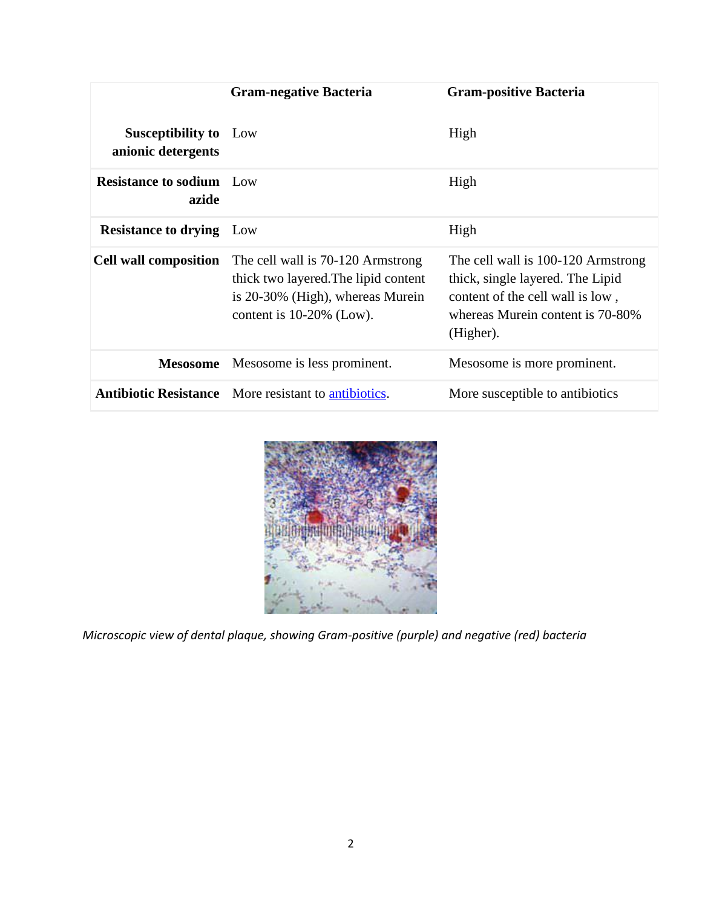| | Gram-negative Bacteria | Gram-positive Bacteria |
|---|---|---|
| **Susceptibility to anionic detergents** | Low | High |
| **Resistance to sodium azide** | Low | High |
| **Resistance to drying** | Low | High |
| **Cell wall composition** | The cell wall is 70-120 Armstrong thick two layered.The lipid content is 20-30% (High), whereas Murein content is 10-20% (Low). | The cell wall is 100-120 Armstrong thick, single layered. The Lipid content of the cell wall is low , whereas Murein content is 70-80% (Higher). |
| **Mesosome** | Mesosome is less prominent. | Mesosome is more prominent. |
| **Antibiotic Resistance** | More resistant to antibiotics. | More susceptible to antibiotics |

*Microscopic view of dental plaque, showing Gram-positive (purple) and negative (red) bacteria*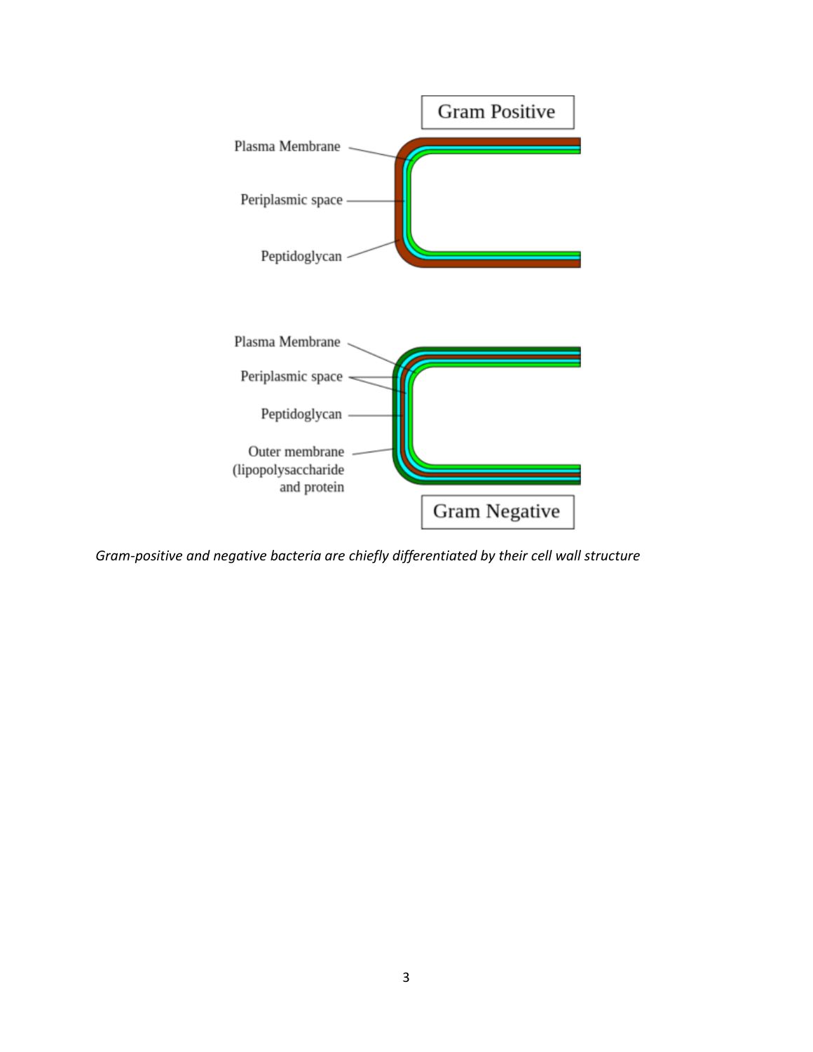Gram Positive

Plasma Membrane

Periplasmic space

Peptidoglycan

Plasma Membrane

Periplasmic space

Peptidoglycan

Outer membrane (lipopolysaccharide and protein

Gram Negative

*Gram-positive and negative bacteria are chiefly differentiated by their cell wall structure*